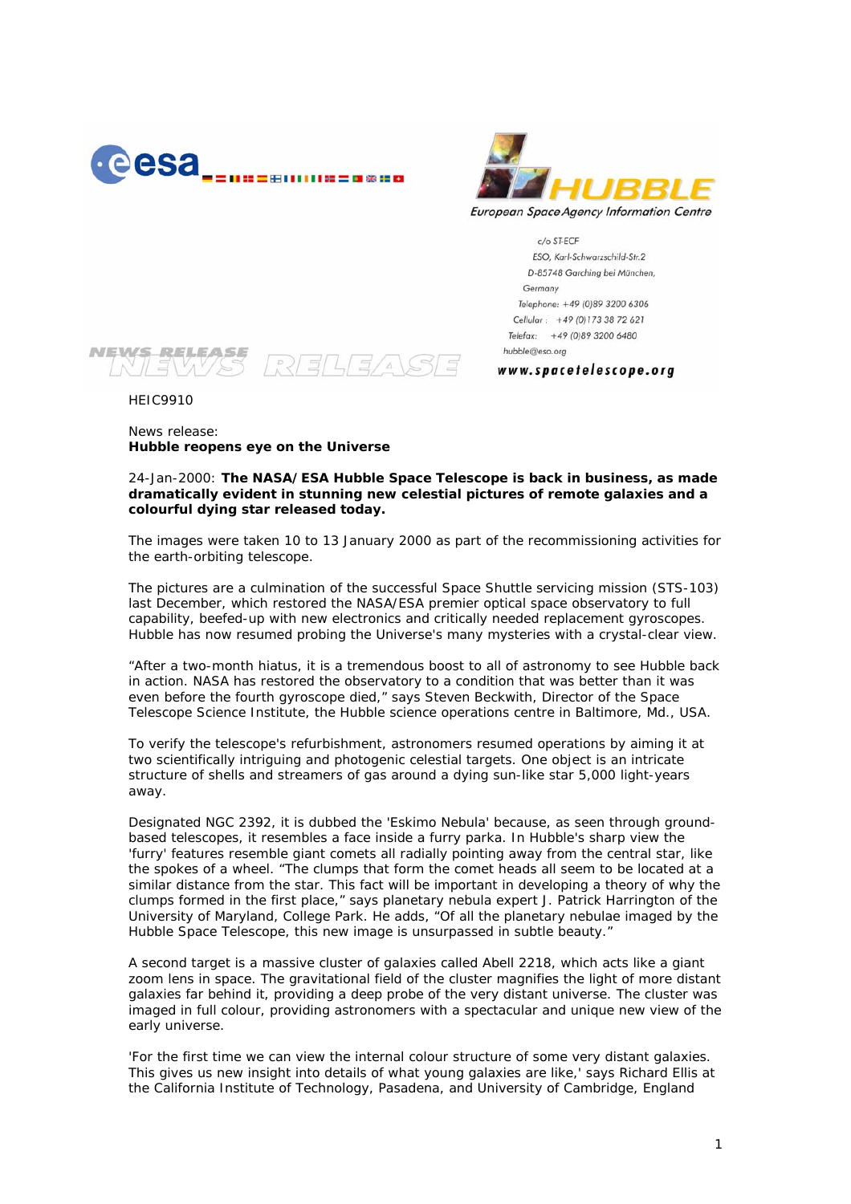European Space Agency Information Centre

c/o ST-ECF
ESO, Karl-Schwarzschild-Str.2
D-85748 Garching bei München,
Germany
Telephone: +49 (0)89 3200 6306
Cellular : +49 (0)173 38 72 621
Telefax: +49 (0)89 3200 6480
hubble@eso.org
www.spacetelescope.org

NEWS RELEASE

HEIC9910

News release:
**Hubble reopens eye on the Universe**

24-Jan-2000: **The NASA/ESA Hubble Space Telescope is back in business, as made dramatically evident in stunning new celestial pictures of remote galaxies and a colourful dying star released today.**

The images were taken 10 to 13 January 2000 as part of the recommissioning activities for the earth-orbiting telescope.

The pictures are a culmination of the successful Space Shuttle servicing mission (STS-103) last December, which restored the NASA/ESA premier optical space observatory to full capability, beefed-up with new electronics and critically needed replacement gyroscopes. Hubble has now resumed probing the Universe's many mysteries with a crystal-clear view.

“After a two-month hiatus, it is a tremendous boost to all of astronomy to see Hubble back in action. NASA has restored the observatory to a condition that was better than it was even before the fourth gyroscope died,” says Steven Beckwith, Director of the Space Telescope Science Institute, the Hubble science operations centre in Baltimore, Md., USA.

To verify the telescope's refurbishment, astronomers resumed operations by aiming it at two scientifically intriguing and photogenic celestial targets. One object is an intricate structure of shells and streamers of gas around a dying sun-like star 5,000 light-years away.

Designated NGC 2392, it is dubbed the 'Eskimo Nebula' because, as seen through ground-based telescopes, it resembles a face inside a furry parka. In Hubble's sharp view the 'furry' features resemble giant comets all radially pointing away from the central star, like the spokes of a wheel. “The clumps that form the comet heads all seem to be located at a similar distance from the star. This fact will be important in developing a theory of why the clumps formed in the first place,” says planetary nebula expert J. Patrick Harrington of the University of Maryland, College Park. He adds, “Of all the planetary nebulae imaged by the Hubble Space Telescope, this new image is unsurpassed in subtle beauty.”

A second target is a massive cluster of galaxies called Abell 2218, which acts like a giant zoom lens in space. The gravitational field of the cluster magnifies the light of more distant galaxies far behind it, providing a deep probe of the very distant universe. The cluster was imaged in full colour, providing astronomers with a spectacular and unique new view of the early universe.

'For the first time we can view the internal colour structure of some very distant galaxies. This gives us new insight into details of what young galaxies are like,' says Richard Ellis at the California Institute of Technology, Pasadena, and University of Cambridge, England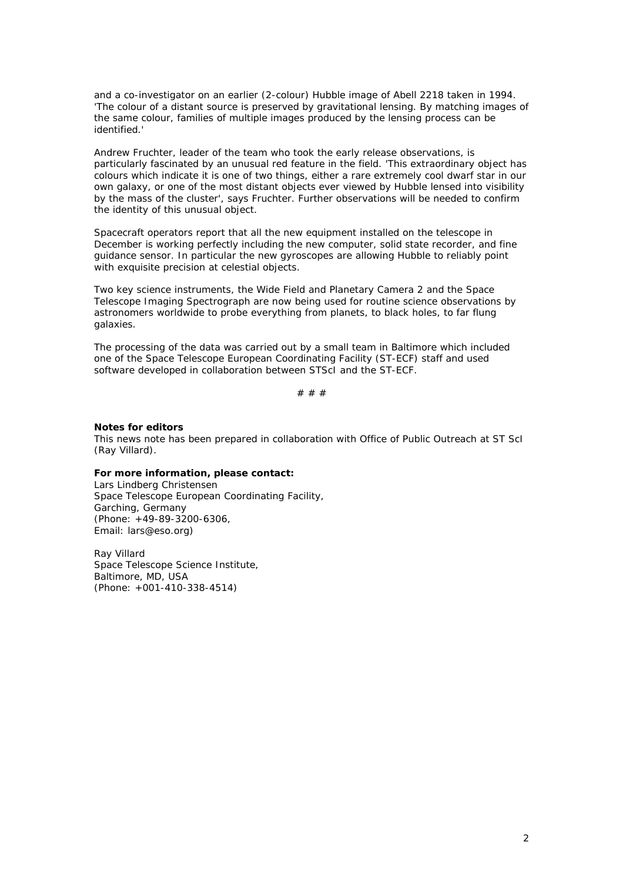and a co-investigator on an earlier (2-colour) Hubble image of Abell 2218 taken in 1994. 'The colour of a distant source is preserved by gravitational lensing. By matching images of the same colour, families of multiple images produced by the lensing process can be identified.'

Andrew Fruchter, leader of the team who took the early release observations, is particularly fascinated by an unusual red feature in the field. 'This extraordinary object has colours which indicate it is one of two things, either a rare extremely cool dwarf star in our own galaxy, or one of the most distant objects ever viewed by Hubble lensed into visibility by the mass of the cluster', says Fruchter. Further observations will be needed to confirm the identity of this unusual object.

Spacecraft operators report that all the new equipment installed on the telescope in December is working perfectly including the new computer, solid state recorder, and fine guidance sensor. In particular the new gyroscopes are allowing Hubble to reliably point with exquisite precision at celestial objects.

Two key science instruments, the Wide Field and Planetary Camera 2 and the Space Telescope Imaging Spectrograph are now being used for routine science observations by astronomers worldwide to probe everything from planets, to black holes, to far flung galaxies.

The processing of the data was carried out by a small team in Baltimore which included one of the Space Telescope European Coordinating Facility (ST-ECF) staff and used software developed in collaboration between STScI and the ST-ECF.

# # #

**Notes for editors**
This news note has been prepared in collaboration with Office of Public Outreach at ST ScI (Ray Villard).

**For more information, please contact:**
Lars Lindberg Christensen
Space Telescope European Coordinating Facility,
Garching, Germany
(Phone: +49-89-3200-6306,
Email: lars@eso.org)

Ray Villard
Space Telescope Science Institute,
Baltimore, MD, USA
(Phone: +001-410-338-4514)